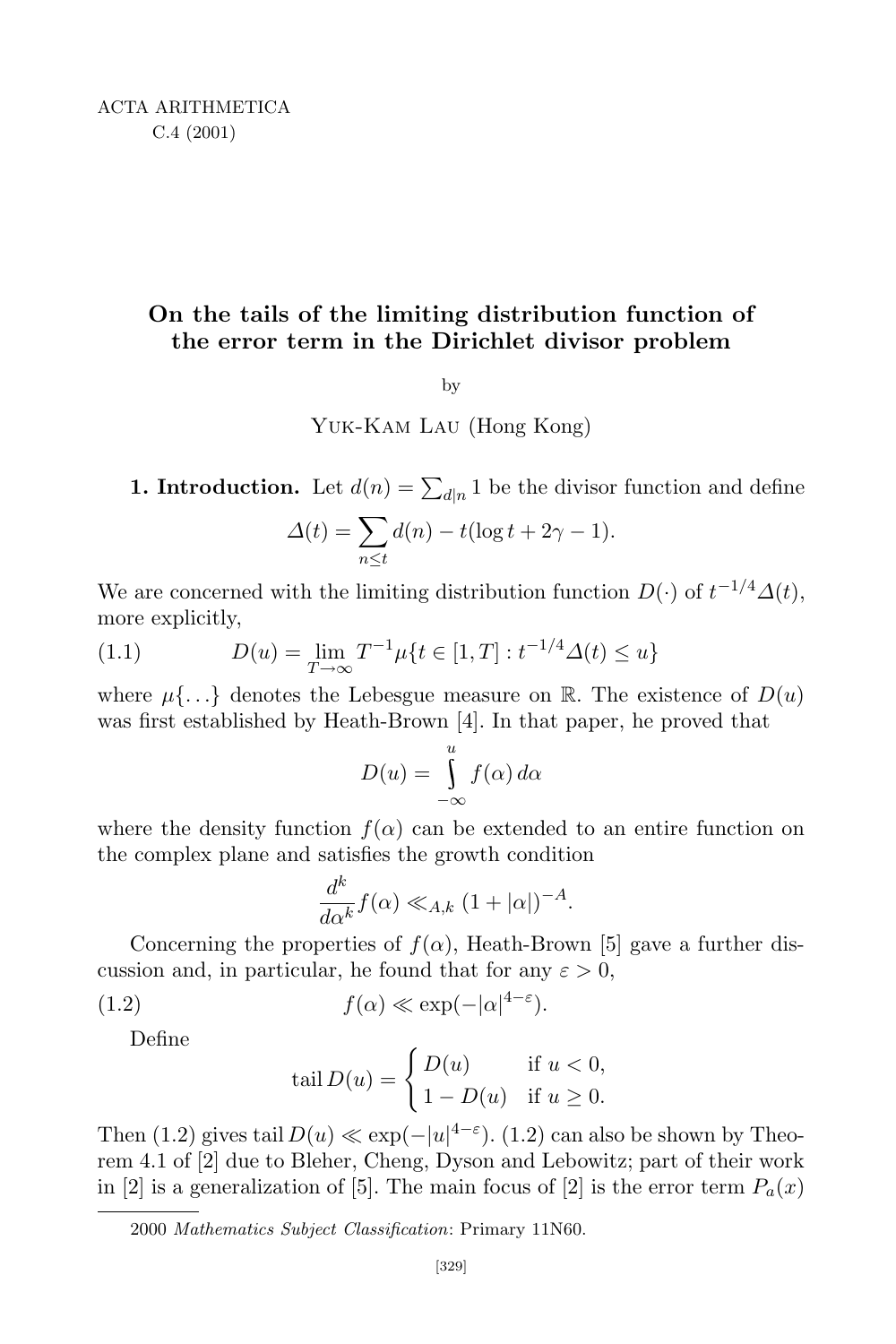# On the tails of the limiting distribution function of the error term in the Dirichlet divisor problem

by

Yuk-Kam Lau (Hong Kong)

**1. Introduction.** Let $d(n) = \sum_{d|n} 1$ be the divisor function and define

$$\Delta(t) = \sum_{n \le t} d(n) - t(\log t + 2\gamma - 1).$$

We are concerned with the limiting distribution function $D(\cdot)$ of $t^{-1/4}\Delta(t)$, more explicitly,

$$D(u) = \lim_{T \to \infty} T^{-1} \mu\{t \in [1, T] : t^{-1/4}\Delta(t) \le u\} \tag{1.1}$$

where $\mu\{\ldots\}$ denotes the Lebesgue measure on $\mathbb{R}$. The existence of $D(u)$ was first established by Heath-Brown [4]. In that paper, he proved that

$$D(u) = \int_{-\infty}^{u} f(\alpha)\, d\alpha$$

where the density function $f(\alpha)$ can be extended to an entire function on the complex plane and satisfies the growth condition

$$\frac{d^k}{d\alpha^k} f(\alpha) \ll_{A,k} (1 + |\alpha|)^{-A}.$$

Concerning the properties of $f(\alpha)$, Heath-Brown [5] gave a further discussion and, in particular, he found that for any $\varepsilon > 0$,

$$f(\alpha) \ll \exp(-|\alpha|^{4-\varepsilon}). \tag{1.2}$$

Define

$$\operatorname{tail} D(u) = \begin{cases} D(u) & \text{if } u < 0, \\ 1 - D(u) & \text{if } u \ge 0. \end{cases}$$

Then (1.2) gives $\operatorname{tail} D(u) \ll \exp(-|u|^{4-\varepsilon})$. (1.2) can also be shown by Theorem 4.1 of [2] due to Bleher, Cheng, Dyson and Lebowitz; part of their work in [2] is a generalization of [5]. The main focus of [2] is the error term $P_a(x)$

2000 *Mathematics Subject Classification*: Primary 11N60.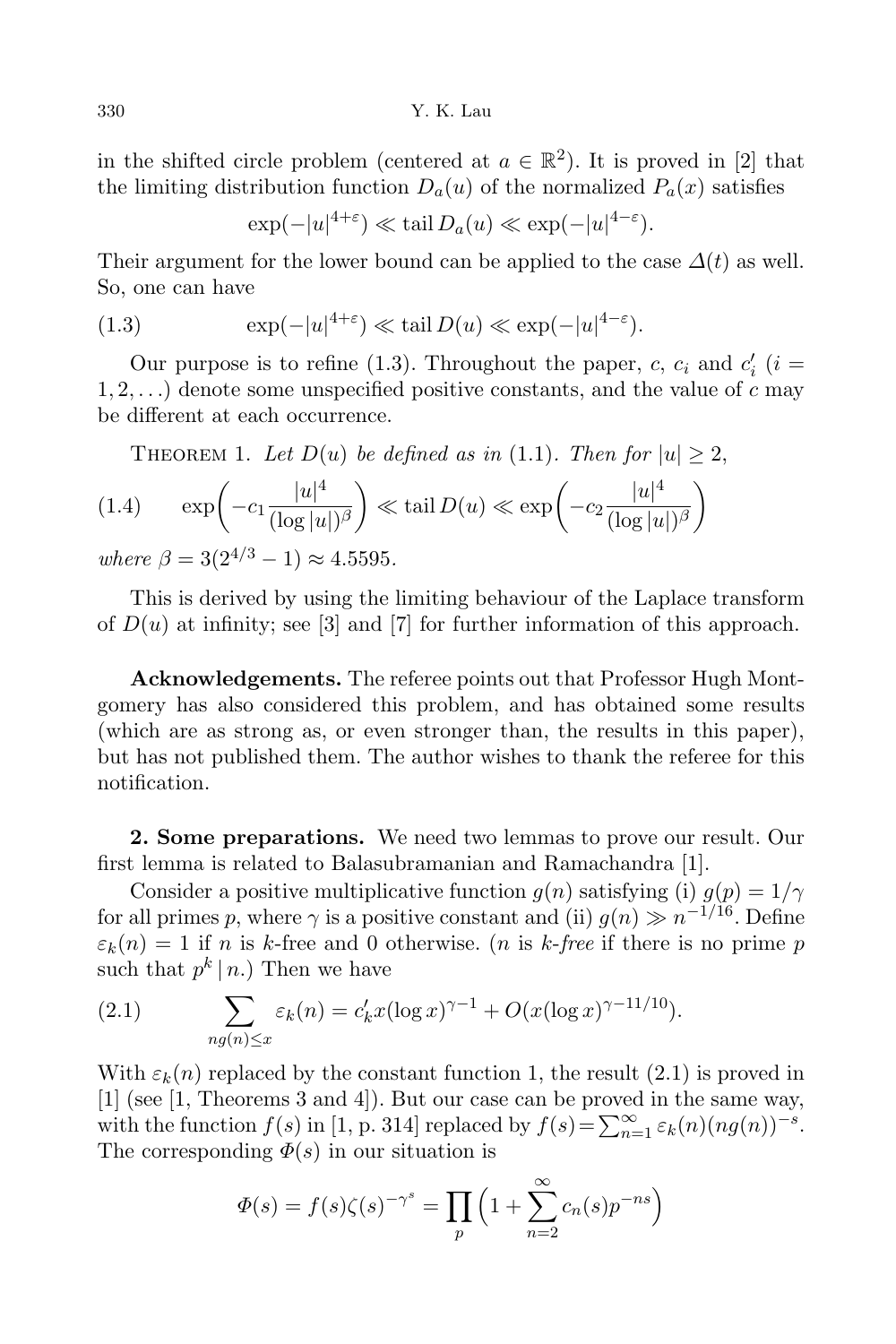in the shifted circle problem (centered at $a \in \mathbb{R}^2$). It is proved in [2] that the limiting distribution function $D_a(u)$ of the normalized $P_a(x)$ satisfies

$$\exp(-|u|^{4+\varepsilon}) \ll \operatorname{tail} D_a(u) \ll \exp(-|u|^{4-\varepsilon}).$$

Their argument for the lower bound can be applied to the case $\Delta(t)$ as well. So, one can have

$$\exp(-|u|^{4+\varepsilon}) \ll \operatorname{tail} D(u) \ll \exp(-|u|^{4-\varepsilon}). \tag{1.3}$$

Our purpose is to refine (1.3). Throughout the paper, $c$, $c_i$ and $c_i'$ ($i = 1, 2, \ldots$) denote some unspecified positive constants, and the value of $c$ may be different at each occurrence.

Theorem 1. *Let $D(u)$ be defined as in* (1.1). *Then for $|u| \geq 2$,*

$$\exp\biggl(-c_1 \frac{|u|^4}{(\log |u|)^\beta}\biggr) \ll \operatorname{tail} D(u) \ll \exp\biggl(-c_2 \frac{|u|^4}{(\log |u|)^\beta}\biggr) \tag{1.4}$$

*where $\beta = 3(2^{4/3} - 1) \approx 4.5595$.*

This is derived by using the limiting behaviour of the Laplace transform of $D(u)$ at infinity; see [3] and [7] for further information of this approach.

**Acknowledgements.** The referee points out that Professor Hugh Montgomery has also considered this problem, and has obtained some results (which are as strong as, or even stronger than, the results in this paper), but has not published them. The author wishes to thank the referee for this notification.

**2. Some preparations.** We need two lemmas to prove our result. Our first lemma is related to Balasubramanian and Ramachandra [1].

Consider a positive multiplicative function $g(n)$ satisfying (i) $g(p) = 1/\gamma$ for all primes $p$, where $\gamma$ is a positive constant and (ii) $g(n) \gg n^{-1/16}$. Define $\varepsilon_k(n) = 1$ if $n$ is $k$-free and 0 otherwise. ($n$ is *$k$-free* if there is no prime $p$ such that $p^k \mid n$.) Then we have

$$\sum_{ng(n) \leq x} \varepsilon_k(n) = c_k' x(\log x)^{\gamma - 1} + O(x(\log x)^{\gamma - 11/10}). \tag{2.1}$$

With $\varepsilon_k(n)$ replaced by the constant function 1, the result (2.1) is proved in [1] (see [1, Theorems 3 and 4]). But our case can be proved in the same way, with the function $f(s)$ in [1, p. 314] replaced by $f(s) = \sum_{n=1}^\infty \varepsilon_k(n)(ng(n))^{-s}$. The corresponding $\Phi(s)$ in our situation is

$$\Phi(s) = f(s)\zeta(s)^{-\gamma^s} = \prod_p \Bigl(1 + \sum_{n=2}^\infty c_n(s) p^{-ns}\Bigr)$$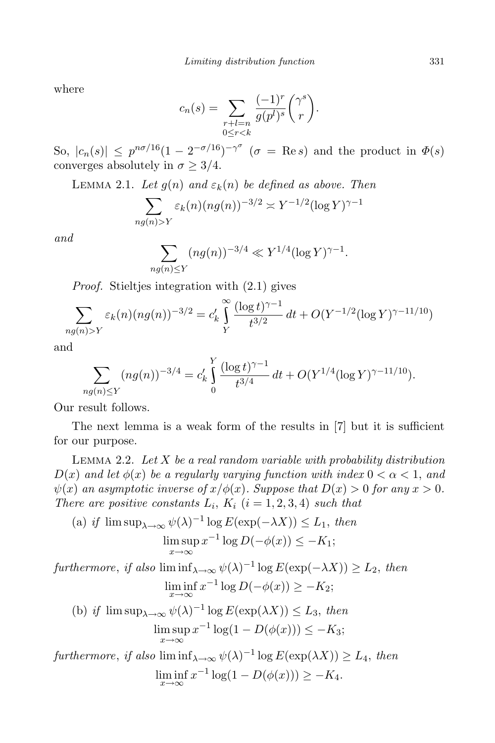where

$$c_n(s) = \sum_{\substack{r+l=n \\ 0\le r<k}} \frac{(-1)^r}{g(p^l)^s}\binom{\gamma^s}{r}.$$

So, $|c_n(s)| \le p^{n\sigma/16}(1-2^{-\sigma/16})^{-\gamma^\sigma}$ ($\sigma = \operatorname{Re} s$) and the product in $\Phi(s)$ converges absolutely in $\sigma \ge 3/4$.

Lemma 2.1. *Let $g(n)$ and $\varepsilon_k(n)$ be defined as above. Then*

$$\sum_{ng(n)>Y} \varepsilon_k(n)(ng(n))^{-3/2} \asymp Y^{-1/2}(\log Y)^{\gamma-1}$$

*and*

$$\sum_{ng(n)\le Y} (ng(n))^{-3/4} \ll Y^{1/4}(\log Y)^{\gamma-1}.$$

*Proof.* Stieltjes integration with (2.1) gives

$$\sum_{ng(n)>Y} \varepsilon_k(n)(ng(n))^{-3/2} = c_k' \int\limits_Y^\infty \frac{(\log t)^{\gamma-1}}{t^{3/2}}\,dt + O(Y^{-1/2}(\log Y)^{\gamma-11/10})$$

and

$$\sum_{ng(n)\le Y} (ng(n))^{-3/4} = c_k' \int\limits_0^Y \frac{(\log t)^{\gamma-1}}{t^{3/4}}\,dt + O(Y^{1/4}(\log Y)^{\gamma-11/10}).$$

Our result follows.

The next lemma is a weak form of the results in [7] but it is sufficient for our purpose.

Lemma 2.2. *Let $X$ be a real random variable with probability distribution $D(x)$ and let $\phi(x)$ be a regularly varying function with index $0<\alpha<1$, and $\psi(x)$ an asymptotic inverse of $x/\phi(x)$. Suppose that $D(x)>0$ for any $x>0$. There are positive constants $L_i$, $K_i$ $(i=1,2,3,4)$ such that*

(a) *if* $\limsup_{\lambda\to\infty} \psi(\lambda)^{-1}\log E(\exp(-\lambda X)) \le L_1$, *then*

$$\limsup_{x\to\infty} x^{-1}\log D(-\phi(x)) \le -K_1;$$

*furthermore, if also* $\liminf_{\lambda\to\infty} \psi(\lambda)^{-1}\log E(\exp(-\lambda X)) \ge L_2$, *then*

$$\liminf_{x\to\infty} x^{-1}\log D(-\phi(x)) \ge -K_2;$$

(b) *if* $\limsup_{\lambda\to\infty} \psi(\lambda)^{-1}\log E(\exp(\lambda X)) \le L_3$, *then*

$$\limsup_{x\to\infty} x^{-1}\log(1-D(\phi(x))) \le -K_3;$$

*furthermore, if also* $\liminf_{\lambda\to\infty} \psi(\lambda)^{-1}\log E(\exp(\lambda X)) \ge L_4$, *then*

$$\liminf_{x\to\infty} x^{-1}\log(1-D(\phi(x))) \ge -K_4.$$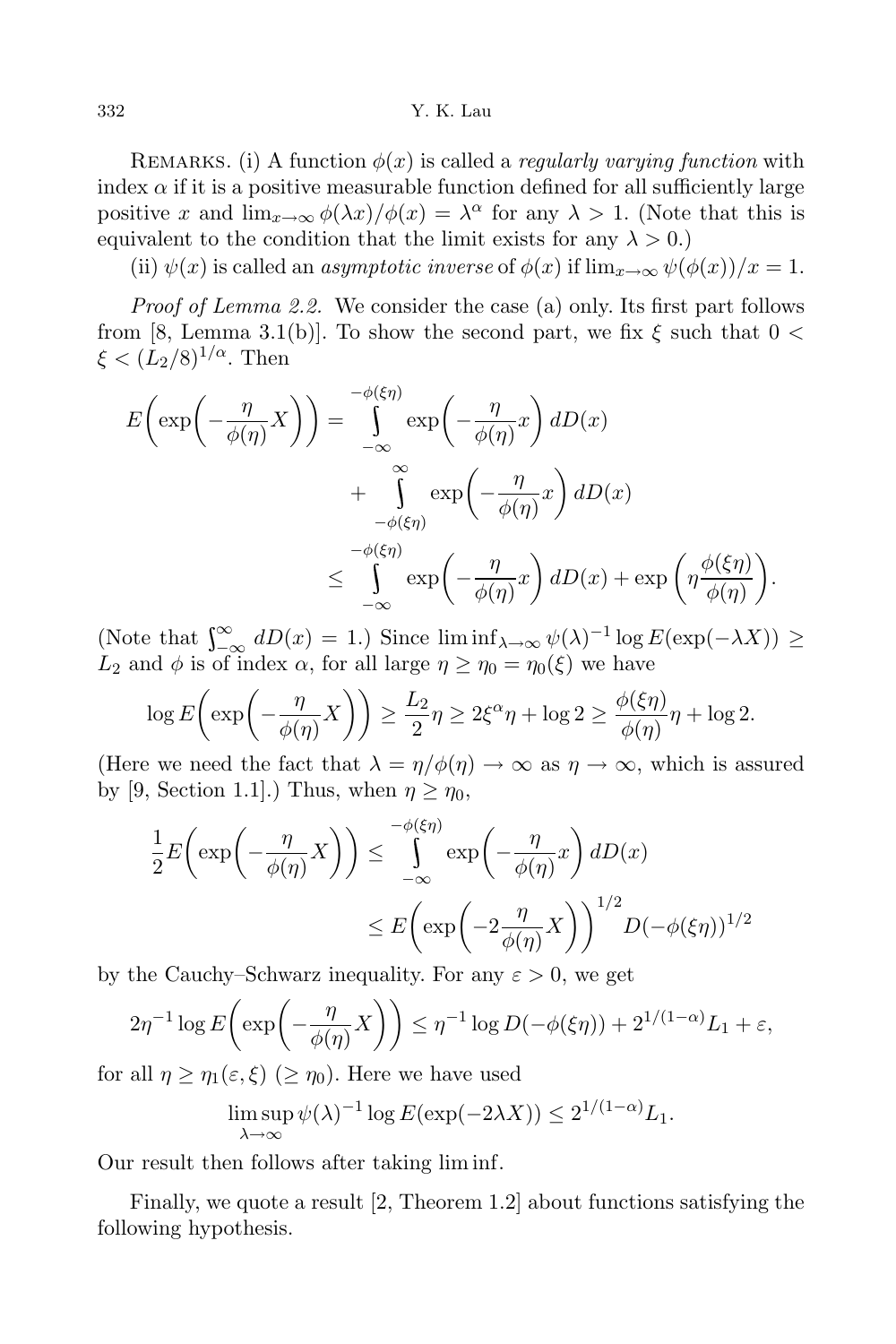Remarks. (i) A function $\phi(x)$ is called a *regularly varying function* with index $\alpha$ if it is a positive measurable function defined for all sufficiently large positive $x$ and $\lim_{x\to\infty}\phi(\lambda x)/\phi(x)=\lambda^\alpha$ for any $\lambda>1$. (Note that this is equivalent to the condition that the limit exists for any $\lambda>0$.)

(ii) $\psi(x)$ is called an *asymptotic inverse* of $\phi(x)$ if $\lim_{x\to\infty}\psi(\phi(x))/x=1$.

*Proof of Lemma 2.2.* We consider the case (a) only. Its first part follows from [8, Lemma 3.1(b)]. To show the second part, we fix $\xi$ such that $0<\xi<(L_2/8)^{1/\alpha}$. Then

$$
\begin{aligned}
E\bigg(\exp\bigg(-\frac{\eta}{\phi(\eta)}X\bigg)\bigg) &= \int_{-\infty}^{-\phi(\xi\eta)} \exp\bigg(-\frac{\eta}{\phi(\eta)}x\bigg)\,dD(x) \\
&\quad + \int_{-\phi(\xi\eta)}^{\infty} \exp\bigg(-\frac{\eta}{\phi(\eta)}x\bigg)\,dD(x) \\
&\le \int_{-\infty}^{-\phi(\xi\eta)} \exp\bigg(-\frac{\eta}{\phi(\eta)}x\bigg)\,dD(x) + \exp\bigg(\eta\frac{\phi(\xi\eta)}{\phi(\eta)}\bigg).
\end{aligned}
$$

(Note that $\int_{-\infty}^{\infty} dD(x)=1$.) Since $\liminf_{\lambda\to\infty}\psi(\lambda)^{-1}\log E(\exp(-\lambda X))\ge L_2$ and $\phi$ is of index $\alpha$, for all large $\eta\ge\eta_0=\eta_0(\xi)$ we have

$$
\log E\bigg(\exp\bigg(-\frac{\eta}{\phi(\eta)}X\bigg)\bigg) \ge \frac{L_2}{2}\eta \ge 2\xi^\alpha\eta+\log 2 \ge \frac{\phi(\xi\eta)}{\phi(\eta)}\eta+\log 2.
$$

(Here we need the fact that $\lambda=\eta/\phi(\eta)\to\infty$ as $\eta\to\infty$, which is assured by [9, Section 1.1].) Thus, when $\eta\ge\eta_0$,

$$
\begin{aligned}
\frac{1}{2}E\bigg(\exp\bigg(-\frac{\eta}{\phi(\eta)}X\bigg)\bigg) &\le \int_{-\infty}^{-\phi(\xi\eta)} \exp\bigg(-\frac{\eta}{\phi(\eta)}x\bigg)\,dD(x) \\
&\le E\bigg(\exp\bigg(-2\frac{\eta}{\phi(\eta)}X\bigg)\bigg)^{1/2} D(-\phi(\xi\eta))^{1/2}
\end{aligned}
$$

by the Cauchy–Schwarz inequality. For any $\varepsilon>0$, we get

$$
2\eta^{-1}\log E\bigg(\exp\bigg(-\frac{\eta}{\phi(\eta)}X\bigg)\bigg) \le \eta^{-1}\log D(-\phi(\xi\eta)) + 2^{1/(1-\alpha)}L_1+\varepsilon,
$$

for all $\eta\ge\eta_1(\varepsilon,\xi)$ $(\ge\eta_0)$. Here we have used

$$
\limsup_{\lambda\to\infty}\psi(\lambda)^{-1}\log E(\exp(-2\lambda X)) \le 2^{1/(1-\alpha)}L_1.
$$

Our result then follows after taking $\liminf$.

Finally, we quote a result [2, Theorem 1.2] about functions satisfying the following hypothesis.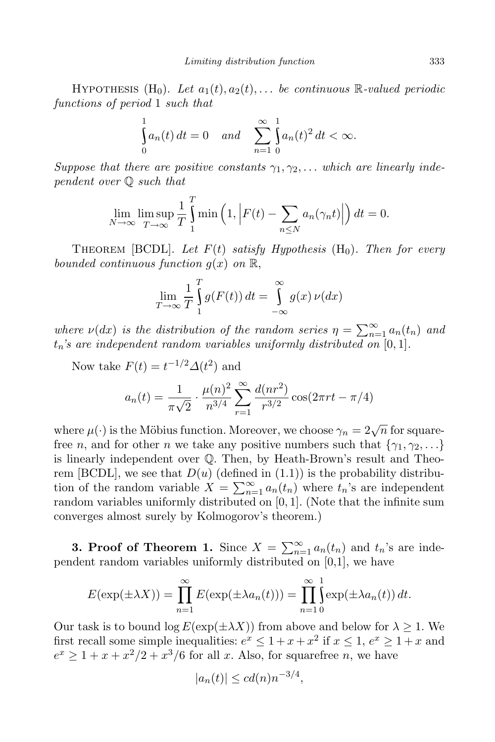Hypothesis ($\mathrm{H}_0$). *Let $a_1(t), a_2(t), \ldots$ be continuous $\mathbb{R}$-valued periodic functions of period* 1 *such that*

$$\int_0^1 a_n(t)\,dt = 0 \quad \text{and} \quad \sum_{n=1}^{\infty} \int_0^1 a_n(t)^2\,dt < \infty.$$

*Suppose that there are positive constants $\gamma_1, \gamma_2, \ldots$ which are linearly independent over $\mathbb{Q}$ such that*

$$\lim_{N\to\infty} \limsup_{T\to\infty} \frac{1}{T} \int_1^T \min\Big(1, \Big|F(t) - \sum_{n\le N} a_n(\gamma_n t)\Big|\Big)\,dt = 0.$$

Theorem [BCDL]. *Let $F(t)$ satisfy Hypothesis* ($\mathrm{H}_0$). *Then for every bounded continuous function $g(x)$ on $\mathbb{R}$,*

$$\lim_{T\to\infty} \frac{1}{T} \int_1^T g(F(t))\,dt = \int_{-\infty}^{\infty} g(x)\,\nu(dx)$$

*where $\nu(dx)$ is the distribution of the random series $\eta = \sum_{n=1}^{\infty} a_n(t_n)$ and $t_n$'s are independent random variables uniformly distributed on* $[0,1]$.

Now take $F(t) = t^{-1/2}\Delta(t^2)$ and

$$a_n(t) = \frac{1}{\pi\sqrt{2}} \cdot \frac{\mu(n)^2}{n^{3/4}} \sum_{r=1}^{\infty} \frac{d(nr^2)}{r^{3/2}} \cos(2\pi r t - \pi/4)$$

where $\mu(\cdot)$ is the Möbius function. Moreover, we choose $\gamma_n = 2\sqrt{n}$ for squarefree $n$, and for other $n$ we take any positive numbers such that $\{\gamma_1, \gamma_2, \ldots\}$ is linearly independent over $\mathbb{Q}$. Then, by Heath-Brown's result and Theorem [BCDL], we see that $D(u)$ (defined in (1.1)) is the probability distribution of the random variable $X = \sum_{n=1}^{\infty} a_n(t_n)$ where $t_n$'s are independent random variables uniformly distributed on $[0,1]$. (Note that the infinite sum converges almost surely by Kolmogorov's theorem.)

**3. Proof of Theorem 1.** Since $X = \sum_{n=1}^{\infty} a_n(t_n)$ and $t_n$'s are independent random variables uniformly distributed on [0,1], we have

$$E(\exp(\pm\lambda X)) = \prod_{n=1}^{\infty} E(\exp(\pm\lambda a_n(t))) = \prod_{n=1}^{\infty} \int_0^1 \exp(\pm\lambda a_n(t))\,dt.$$

Our task is to bound $\log E(\exp(\pm\lambda X))$ from above and below for $\lambda \ge 1$. We first recall some simple inequalities: $e^x \le 1 + x + x^2$ if $x \le 1$, $e^x \ge 1 + x$ and $e^x \ge 1 + x + x^2/2 + x^3/6$ for all $x$. Also, for squarefree $n$, we have

$$|a_n(t)| \le c d(n) n^{-3/4},$$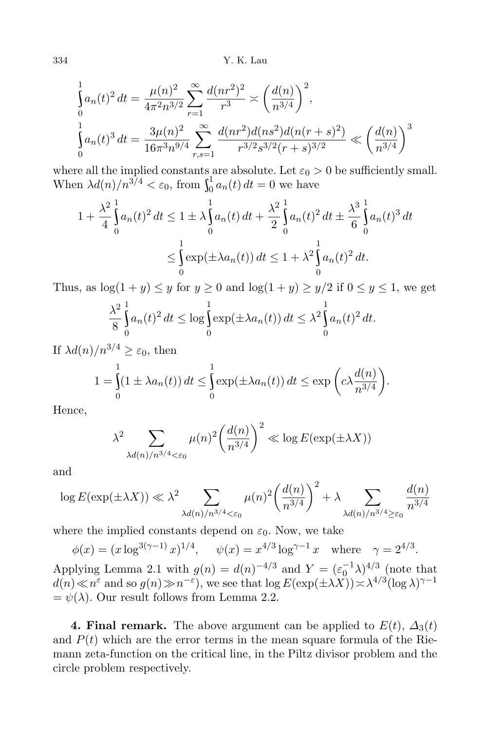$$\int_0^1 a_n(t)^2\,dt = \frac{\mu(n)^2}{4\pi^2 n^{3/2}} \sum_{r=1}^{\infty} \frac{d(nr^2)^2}{r^3} \asymp \left(\frac{d(n)}{n^{3/4}}\right)^2,$$

$$\int_0^1 a_n(t)^3\,dt = \frac{3\mu(n)^2}{16\pi^3 n^{9/4}} \sum_{r,s=1}^{\infty} \frac{d(nr^2)d(ns^2)d(n(r+s)^2)}{r^{3/2}s^{3/2}(r+s)^{3/2}} \ll \left(\frac{d(n)}{n^{3/4}}\right)^3$$

where all the implied constants are absolute. Let $\varepsilon_0 > 0$ be sufficiently small. When $\lambda d(n)/n^{3/4} < \varepsilon_0$, from $\int_0^1 a_n(t)\,dt = 0$ we have

$$1 + \frac{\lambda^2}{4}\int_0^1 a_n(t)^2\,dt \le 1 \pm \lambda \int_0^1 a_n(t)\,dt + \frac{\lambda^2}{2}\int_0^1 a_n(t)^2\,dt \pm \frac{\lambda^3}{6}\int_0^1 a_n(t)^3\,dt$$
$$\le \int_0^1 \exp(\pm\lambda a_n(t))\,dt \le 1 + \lambda^2 \int_0^1 a_n(t)^2\,dt.$$

Thus, as $\log(1+y) \le y$ for $y \ge 0$ and $\log(1+y) \ge y/2$ if $0 \le y \le 1$, we get

$$\frac{\lambda^2}{8}\int_0^1 a_n(t)^2\,dt \le \log\int_0^1 \exp(\pm\lambda a_n(t))\,dt \le \lambda^2 \int_0^1 a_n(t)^2\,dt.$$

If $\lambda d(n)/n^{3/4} \ge \varepsilon_0$, then

$$1 = \int_0^1 (1 \pm \lambda a_n(t))\,dt \le \int_0^1 \exp(\pm\lambda a_n(t))\,dt \le \exp\left(c\lambda \frac{d(n)}{n^{3/4}}\right).$$

Hence,

$$\lambda^2 \sum_{\lambda d(n)/n^{3/4} < \varepsilon_0} \mu(n)^2 \left(\frac{d(n)}{n^{3/4}}\right)^2 \ll \log E(\exp(\pm\lambda X))$$

and

$$\log E(\exp(\pm\lambda X)) \ll \lambda^2 \sum_{\lambda d(n)/n^{3/4} < \varepsilon_0} \mu(n)^2 \left(\frac{d(n)}{n^{3/4}}\right)^2 + \lambda \sum_{\lambda d(n)/n^{3/4} \ge \varepsilon_0} \frac{d(n)}{n^{3/4}}$$

where the implied constants depend on $\varepsilon_0$. Now, we take

$$\phi(x) = (x \log^{3(\gamma-1)} x)^{1/4}, \qquad \psi(x) = x^{4/3}\log^{\gamma-1} x \quad \text{where} \quad \gamma = 2^{4/3}.$$

Applying Lemma 2.1 with $g(n) = d(n)^{-4/3}$ and $Y = (\varepsilon_0^{-1}\lambda)^{4/3}$ (note that $d(n) \ll n^{\varepsilon}$ and so $g(n) \gg n^{-\varepsilon}$), we see that $\log E(\exp(\pm\lambda X)) \asymp \lambda^{4/3}(\log\lambda)^{\gamma-1} = \psi(\lambda)$. Our result follows from Lemma 2.2.

**4. Final remark.** The above argument can be applied to $E(t)$, $\Delta_3(t)$ and $P(t)$ which are the error terms in the mean square formula of the Riemann zeta-function on the critical line, in the Piltz divisor problem and the circle problem respectively.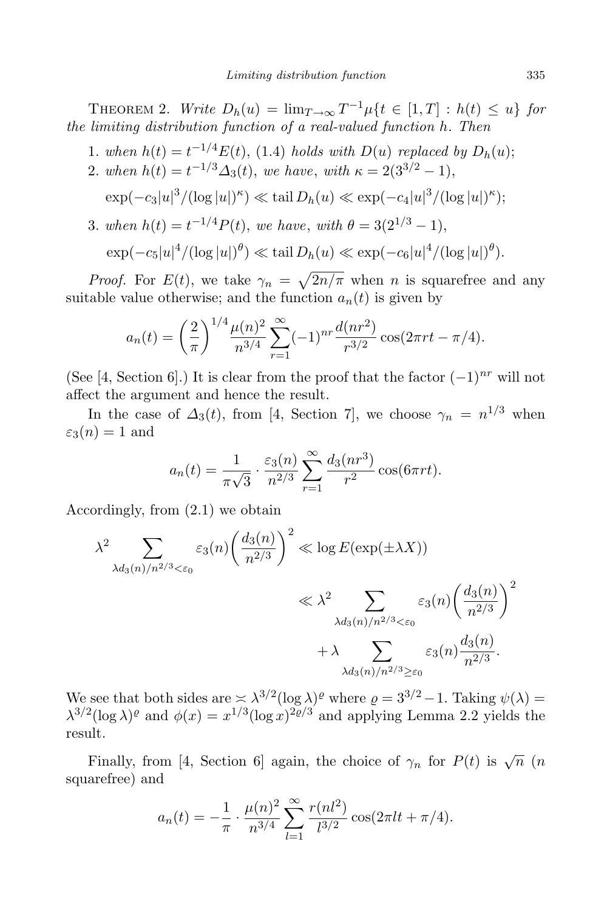THEOREM 2. *Write $D_h(u) = \lim_{T\to\infty} T^{-1}\mu\{t \in [1,T] : h(t) \le u\}$ for the limiting distribution function of a real-valued function $h$. Then*

1. *when $h(t) = t^{-1/4}E(t)$, (1.4) holds with $D(u)$ replaced by $D_h(u)$;*
2. *when $h(t) = t^{-1/3}\Delta_3(t)$, we have, with $\kappa = 2(3^{3/2} - 1)$,*

   $$\exp(-c_3|u|^3/(\log|u|)^\kappa) \ll \operatorname{tail} D_h(u) \ll \exp(-c_4|u|^3/(\log|u|)^\kappa);$$

3. *when $h(t) = t^{-1/4}P(t)$, we have, with $\theta = 3(2^{1/3} - 1)$,*

   $$\exp(-c_5|u|^4/(\log|u|)^\theta) \ll \operatorname{tail} D_h(u) \ll \exp(-c_6|u|^4/(\log|u|)^\theta).$$

*Proof.* For $E(t)$, we take $\gamma_n = \sqrt{2n/\pi}$ when $n$ is squarefree and any suitable value otherwise; and the function $a_n(t)$ is given by

$$a_n(t) = \left(\frac{2}{\pi}\right)^{1/4} \frac{\mu(n)^2}{n^{3/4}} \sum_{r=1}^{\infty} (-1)^{nr} \frac{d(nr^2)}{r^{3/2}} \cos(2\pi rt - \pi/4).$$

(See [4, Section 6].) It is clear from the proof that the factor $(-1)^{nr}$ will not affect the argument and hence the result.

In the case of $\Delta_3(t)$, from [4, Section 7], we choose $\gamma_n = n^{1/3}$ when $\varepsilon_3(n) = 1$ and

$$a_n(t) = \frac{1}{\pi\sqrt{3}} \cdot \frac{\varepsilon_3(n)}{n^{2/3}} \sum_{r=1}^{\infty} \frac{d_3(nr^3)}{r^2} \cos(6\pi rt).$$

Accordingly, from (2.1) we obtain

$$\begin{aligned}
\lambda^2 \sum_{\lambda d_3(n)/n^{2/3} < \varepsilon_0} \varepsilon_3(n)\left(\frac{d_3(n)}{n^{2/3}}\right)^2 &\ll \log E(\exp(\pm\lambda X)) \\
&\ll \lambda^2 \sum_{\lambda d_3(n)/n^{2/3} < \varepsilon_0} \varepsilon_3(n)\left(\frac{d_3(n)}{n^{2/3}}\right)^2 \\
&\quad + \lambda \sum_{\lambda d_3(n)/n^{2/3} \ge \varepsilon_0} \varepsilon_3(n)\frac{d_3(n)}{n^{2/3}}.
\end{aligned}$$

We see that both sides are $\asymp \lambda^{3/2}(\log\lambda)^\varrho$ where $\varrho = 3^{3/2} - 1$. Taking $\psi(\lambda) = \lambda^{3/2}(\log\lambda)^\varrho$ and $\phi(x) = x^{1/3}(\log x)^{2\varrho/3}$ and applying Lemma 2.2 yields the result.

Finally, from [4, Section 6] again, the choice of $\gamma_n$ for $P(t)$ is $\sqrt{n}$ ($n$ squarefree) and

$$a_n(t) = -\frac{1}{\pi} \cdot \frac{\mu(n)^2}{n^{3/4}} \sum_{l=1}^{\infty} \frac{r(nl^2)}{l^{3/2}} \cos(2\pi lt + \pi/4).$$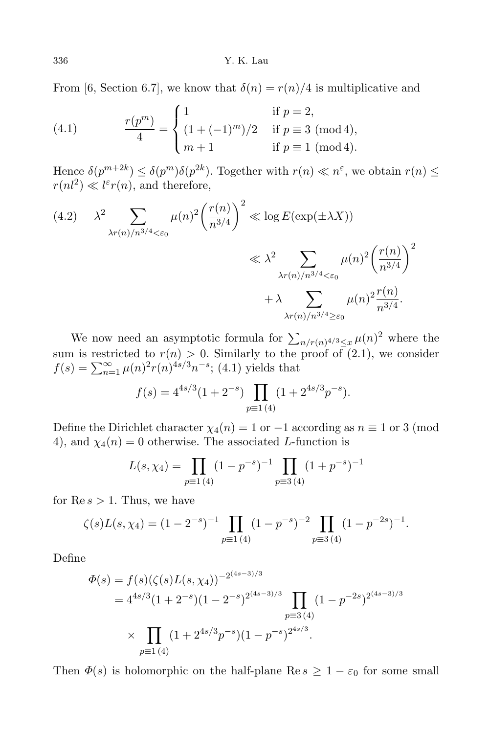From [6, Section 6.7], we know that $\delta(n) = r(n)/4$ is multiplicative and

$$\frac{r(p^m)}{4} = \begin{cases} 1 & \text{if } p = 2, \\ (1+(-1)^m)/2 & \text{if } p \equiv 3 \pmod 4, \\ m+1 & \text{if } p \equiv 1 \pmod 4. \end{cases} \tag{4.1}$$

Hence $\delta(p^{m+2k}) \le \delta(p^m)\delta(p^{2k})$. Together with $r(n) \ll n^{\varepsilon}$, we obtain $r(n) \le r(nl^2) \ll l^{\varepsilon} r(n)$, and therefore,

$$\begin{aligned} \lambda^2 \sum_{\lambda r(n)/n^{3/4} < \varepsilon_0} \mu(n)^2 \left(\frac{r(n)}{n^{3/4}}\right)^2 &\ll \log E(\exp(\pm \lambda X)) \\ &\ll \lambda^2 \sum_{\lambda r(n)/n^{3/4} < \varepsilon_0} \mu(n)^2 \left(\frac{r(n)}{n^{3/4}}\right)^2 \\ &\quad + \lambda \sum_{\lambda r(n)/n^{3/4} \ge \varepsilon_0} \mu(n)^2 \frac{r(n)}{n^{3/4}}. \end{aligned} \tag{4.2}$$

We now need an asymptotic formula for $\sum_{n/r(n)^{4/3} \le x} \mu(n)^2$ where the sum is restricted to $r(n) > 0$. Similarly to the proof of (2.1), we consider $f(s) = \sum_{n=1}^{\infty} \mu(n)^2 r(n)^{4s/3} n^{-s}$; (4.1) yields that

$$f(s) = 4^{4s/3}(1 + 2^{-s}) \prod_{p \equiv 1\,(4)} (1 + 2^{4s/3} p^{-s}).$$

Define the Dirichlet character $\chi_4(n) = 1$ or $-1$ according as $n \equiv 1$ or $3$ (mod 4), and $\chi_4(n) = 0$ otherwise. The associated $L$-function is

$$L(s, \chi_4) = \prod_{p \equiv 1\,(4)} (1 - p^{-s})^{-1} \prod_{p \equiv 3\,(4)} (1 + p^{-s})^{-1}$$

for $\operatorname{Re} s > 1$. Thus, we have

$$\zeta(s) L(s, \chi_4) = (1 - 2^{-s})^{-1} \prod_{p \equiv 1\,(4)} (1 - p^{-s})^{-2} \prod_{p \equiv 3\,(4)} (1 - p^{-2s})^{-1}.$$

Define

$$\begin{aligned} \Phi(s) &= f(s)(\zeta(s) L(s, \chi_4))^{-2^{(4s-3)/3}} \\ &= 4^{4s/3}(1 + 2^{-s})(1 - 2^{-s})^{2^{(4s-3)/3}} \prod_{p \equiv 3\,(4)} (1 - p^{-2s})^{2^{(4s-3)/3}} \\ &\quad \times \prod_{p \equiv 1\,(4)} (1 + 2^{4s/3} p^{-s})(1 - p^{-s})^{2^{4s/3}}. \end{aligned}$$

Then $\Phi(s)$ is holomorphic on the half-plane $\operatorname{Re} s \ge 1 - \varepsilon_0$ for some small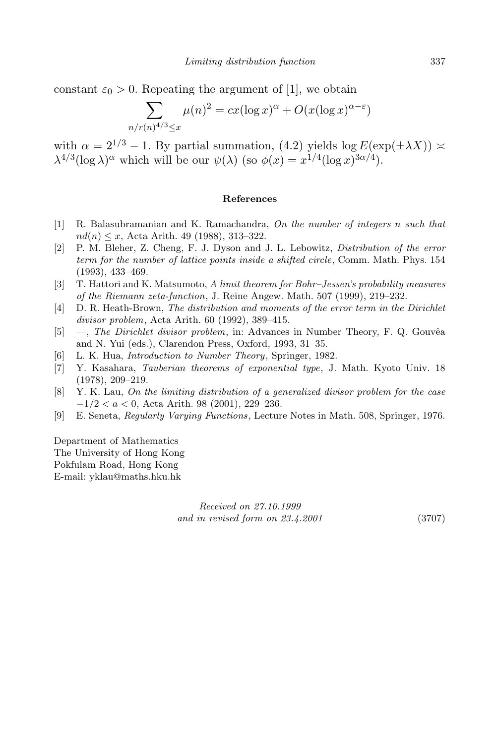constant $\varepsilon_0 > 0$. Repeating the argument of [1], we obtain

$$\sum_{n/r(n)^{4/3} \le x} \mu(n)^2 = cx(\log x)^{\alpha} + O(x(\log x)^{\alpha-\varepsilon})$$

with $\alpha = 2^{1/3} - 1$. By partial summation, (4.2) yields $\log E(\exp(\pm\lambda X)) \asymp \lambda^{4/3}(\log\lambda)^{\alpha}$ which will be our $\psi(\lambda)$ (so $\phi(x) = x^{1/4}(\log x)^{3\alpha/4}$).

## References

[1] R. Balasubramanian and K. Ramachandra, *On the number of integers $n$ such that $nd(n) \le x$*, Acta Arith. 49 (1988), 313–322.

[2] P. M. Bleher, Z. Cheng, F. J. Dyson and J. L. Lebowitz, *Distribution of the error term for the number of lattice points inside a shifted circle*, Comm. Math. Phys. 154 (1993), 433–469.

[3] T. Hattori and K. Matsumoto, *A limit theorem for Bohr–Jessen's probability measures of the Riemann zeta-function*, J. Reine Angew. Math. 507 (1999), 219–232.

[4] D. R. Heath-Brown, *The distribution and moments of the error term in the Dirichlet divisor problem*, Acta Arith. 60 (1992), 389–415.

[5] —, *The Dirichlet divisor problem*, in: Advances in Number Theory, F. Q. Gouvêa and N. Yui (eds.), Clarendon Press, Oxford, 1993, 31–35.

[6] L. K. Hua, *Introduction to Number Theory*, Springer, 1982.

[7] Y. Kasahara, *Tauberian theorems of exponential type*, J. Math. Kyoto Univ. 18 (1978), 209–219.

[8] Y. K. Lau, *On the limiting distribution of a generalized divisor problem for the case $-1/2 < a < 0$*, Acta Arith. 98 (2001), 229–236.

[9] E. Seneta, *Regularly Varying Functions*, Lecture Notes in Math. 508, Springer, 1976.

Department of Mathematics
The University of Hong Kong
Pokfulam Road, Hong Kong
E-mail: yklau@maths.hku.hk

*Received on 27.10.1999*
*and in revised form on 23.4.2001* (3707)